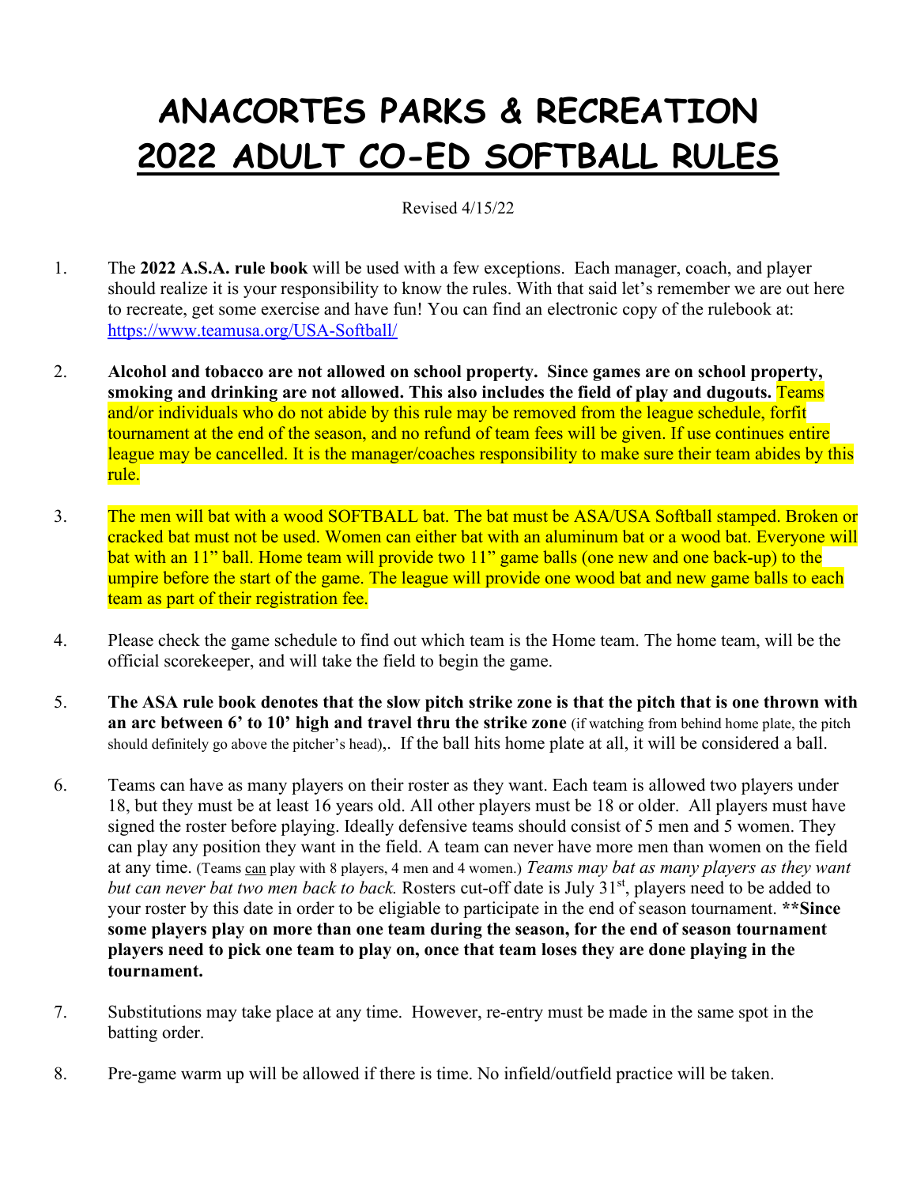# ANACORTES PARKS & RECREATION
# 2022 ADULT CO-ED SOFTBALL RULES

Revised 4/15/22

1. The **2022 A.S.A. rule book** will be used with a few exceptions. Each manager, coach, and player should realize it is your responsibility to know the rules. With that said let's remember we are out here to recreate, get some exercise and have fun! You can find an electronic copy of the rulebook at: https://www.teamusa.org/USA-Softball/

2. **Alcohol and tobacco are not allowed on school property. Since games are on school property, smoking and drinking are not allowed. This also includes the field of play and dugouts.** Teams and/or individuals who do not abide by this rule may be removed from the league schedule, forfit tournament at the end of the season, and no refund of team fees will be given. If use continues entire league may be cancelled. It is the manager/coaches responsibility to make sure their team abides by this rule.

3. The men will bat with a wood SOFTBALL bat. The bat must be ASA/USA Softball stamped. Broken or cracked bat must not be used. Women can either bat with an aluminum bat or a wood bat. Everyone will bat with an 11" ball. Home team will provide two 11" game balls (one new and one back-up) to the umpire before the start of the game. The league will provide one wood bat and new game balls to each team as part of their registration fee.

4. Please check the game schedule to find out which team is the Home team. The home team, will be the official scorekeeper, and will take the field to begin the game.

5. **The ASA rule book denotes that the slow pitch strike zone is that the pitch that is one thrown with an arc between 6' to 10' high and travel thru the strike zone** (if watching from behind home plate, the pitch should definitely go above the pitcher's head),. If the ball hits home plate at all, it will be considered a ball.

6. Teams can have as many players on their roster as they want. Each team is allowed two players under 18, but they must be at least 16 years old. All other players must be 18 or older. All players must have signed the roster before playing. Ideally defensive teams should consist of 5 men and 5 women. They can play any position they want in the field. A team can never have more men than women on the field at any time. (Teams can play with 8 players, 4 men and 4 women.) *Teams may bat as many players as they want but can never bat two men back to back.* Rosters cut-off date is July 31st, players need to be added to your roster by this date in order to be eligiable to participate in the end of season tournament. **\*\*Since some players play on more than one team during the season, for the end of season tournament players need to pick one team to play on, once that team loses they are done playing in the tournament.**

7. Substitutions may take place at any time. However, re-entry must be made in the same spot in the batting order.

8. Pre-game warm up will be allowed if there is time. No infield/outfield practice will be taken.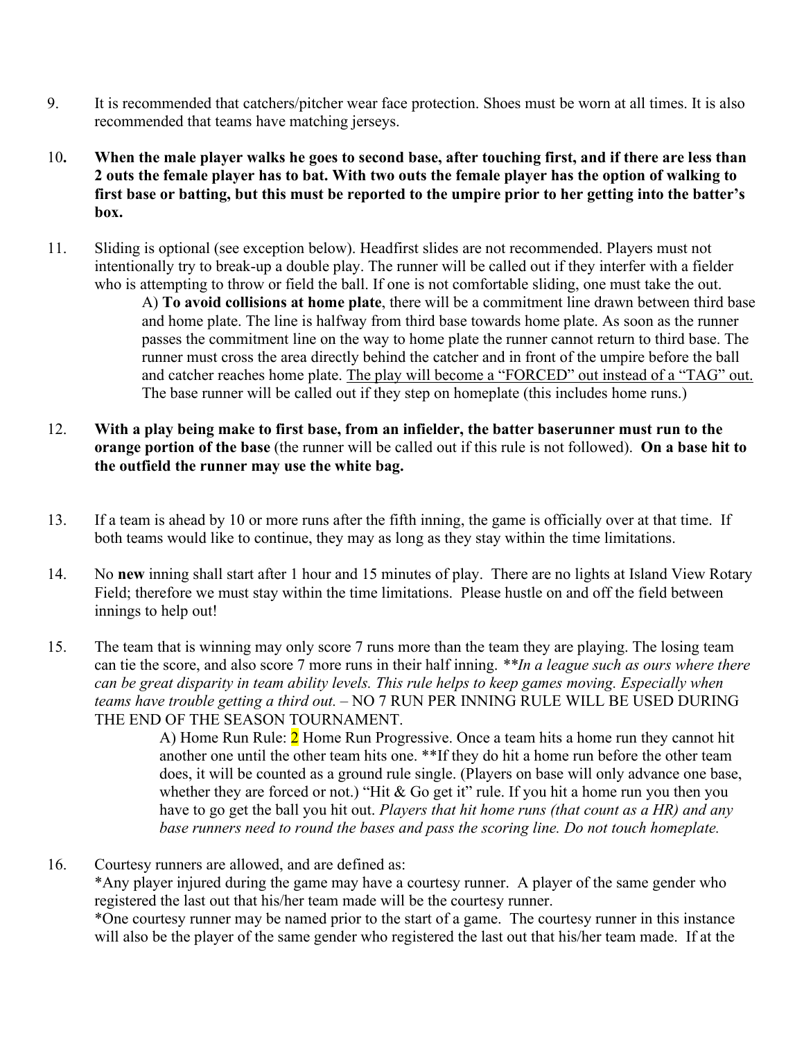9. It is recommended that catchers/pitcher wear face protection. Shoes must be worn at all times. It is also recommended that teams have matching jerseys.

10. **When the male player walks he goes to second base, after touching first, and if there are less than 2 outs the female player has to bat. With two outs the female player has the option of walking to first base or batting, but this must be reported to the umpire prior to her getting into the batter's box.**

11. Sliding is optional (see exception below). Headfirst slides are not recommended. Players must not intentionally try to break-up a double play. The runner will be called out if they interfer with a fielder who is attempting to throw or field the ball. If one is not comfortable sliding, one must take the out.

    A) **To avoid collisions at home plate**, there will be a commitment line drawn between third base and home plate. The line is halfway from third base towards home plate. As soon as the runner passes the commitment line on the way to home plate the runner cannot return to third base. The runner must cross the area directly behind the catcher and in front of the umpire before the ball and catcher reaches home plate. <u>The play will become a "FORCED" out instead of a "TAG" out.</u> The base runner will be called out if they step on homeplate (this includes home runs.)

12. **With a play being make to first base, from an infielder, the batter baserunner must run to the orange portion of the base** (the runner will be called out if this rule is not followed). **On a base hit to the outfield the runner may use the white bag.**

13. If a team is ahead by 10 or more runs after the fifth inning, the game is officially over at that time. If both teams would like to continue, they may as long as they stay within the time limitations.

14. No **new** inning shall start after 1 hour and 15 minutes of play. There are no lights at Island View Rotary Field; therefore we must stay within the time limitations. Please hustle on and off the field between innings to help out!

15. The team that is winning may only score 7 runs more than the team they are playing. The losing team can tie the score, and also score 7 more runs in their half inning. ***\*In a league such as ours where there can be great disparity in team ability levels. This rule helps to keep games moving. Especially when teams have trouble getting a third out.*** – NO 7 RUN PER INNING RULE WILL BE USED DURING THE END OF THE SEASON TOURNAMENT.

    A) Home Run Rule: 2 Home Run Progressive. Once a team hits a home run they cannot hit another one until the other team hits one. **If they do hit a home run before the other team does, it will be counted as a ground rule single. (Players on base will only advance one base, whether they are forced or not.) "Hit & Go get it" rule. If you hit a home run you then you have to go get the ball you hit out. *Players that hit home runs (that count as a HR) and any base runners need to round the bases and pass the scoring line. Do not touch homeplate.*

16. Courtesy runners are allowed, and are defined as:

    *Any player injured during the game may have a courtesy runner. A player of the same gender who registered the last out that his/her team made will be the courtesy runner.

    *One courtesy runner may be named prior to the start of a game. The courtesy runner in this instance will also be the player of the same gender who registered the last out that his/her team made. If at the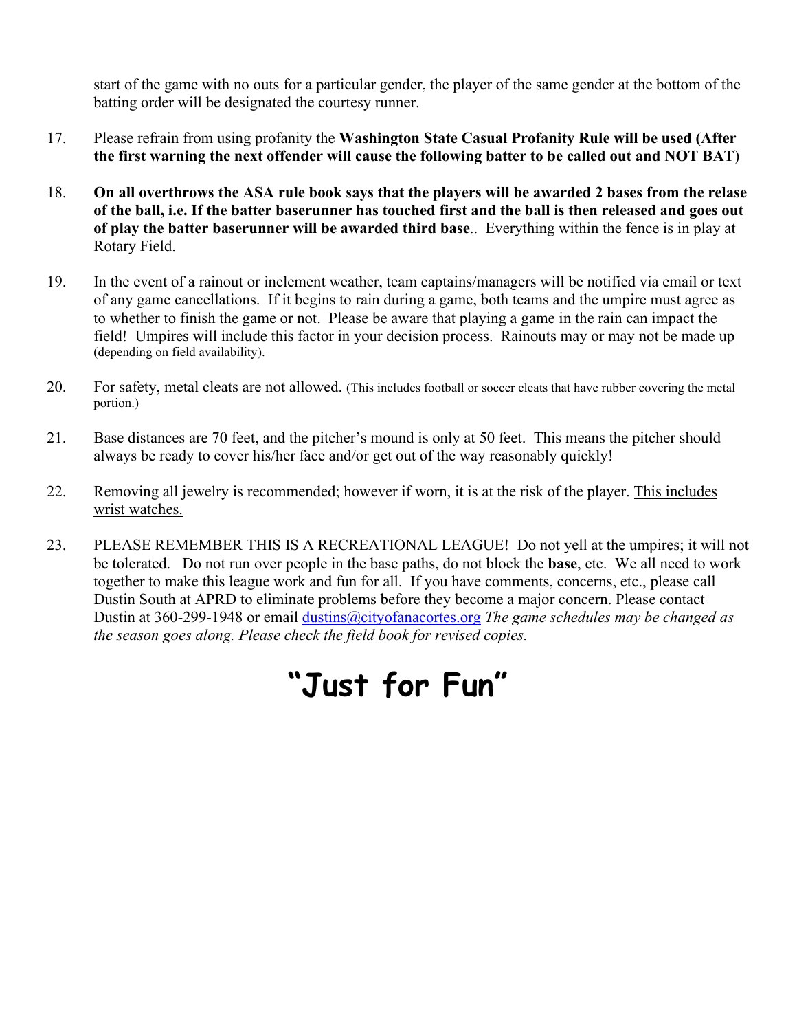start of the game with no outs for a particular gender, the player of the same gender at the bottom of the batting order will be designated the courtesy runner.

17. Please refrain from using profanity the **Washington State Casual Profanity Rule will be used (After the first warning the next offender will cause the following batter to be called out and NOT BAT**)

18. **On all overthrows the ASA rule book says that the players will be awarded 2 bases from the relase of the ball, i.e. If the batter baserunner has touched first and the ball is then released and goes out of play the batter baserunner will be awarded third base**.. Everything within the fence is in play at Rotary Field.

19. In the event of a rainout or inclement weather, team captains/managers will be notified via email or text of any game cancellations. If it begins to rain during a game, both teams and the umpire must agree as to whether to finish the game or not. Please be aware that playing a game in the rain can impact the field! Umpires will include this factor in your decision process. Rainouts may or may not be made up (depending on field availability).

20. For safety, metal cleats are not allowed. (This includes football or soccer cleats that have rubber covering the metal portion.)

21. Base distances are 70 feet, and the pitcher's mound is only at 50 feet. This means the pitcher should always be ready to cover his/her face and/or get out of the way reasonably quickly!

22. Removing all jewelry is recommended; however if worn, it is at the risk of the player. <u>This includes wrist watches.</u>

23. PLEASE REMEMBER THIS IS A RECREATIONAL LEAGUE! Do not yell at the umpires; it will not be tolerated. Do not run over people in the base paths, do not block the **base**, etc. We all need to work together to make this league work and fun for all. If you have comments, concerns, etc., please call Dustin South at APRD to eliminate problems before they become a major concern. Please contact Dustin at 360-299-1948 or email dustins@cityofanacortes.org *The game schedules may be changed as the season goes along. Please check the field book for revised copies.*

# "Just for Fun"